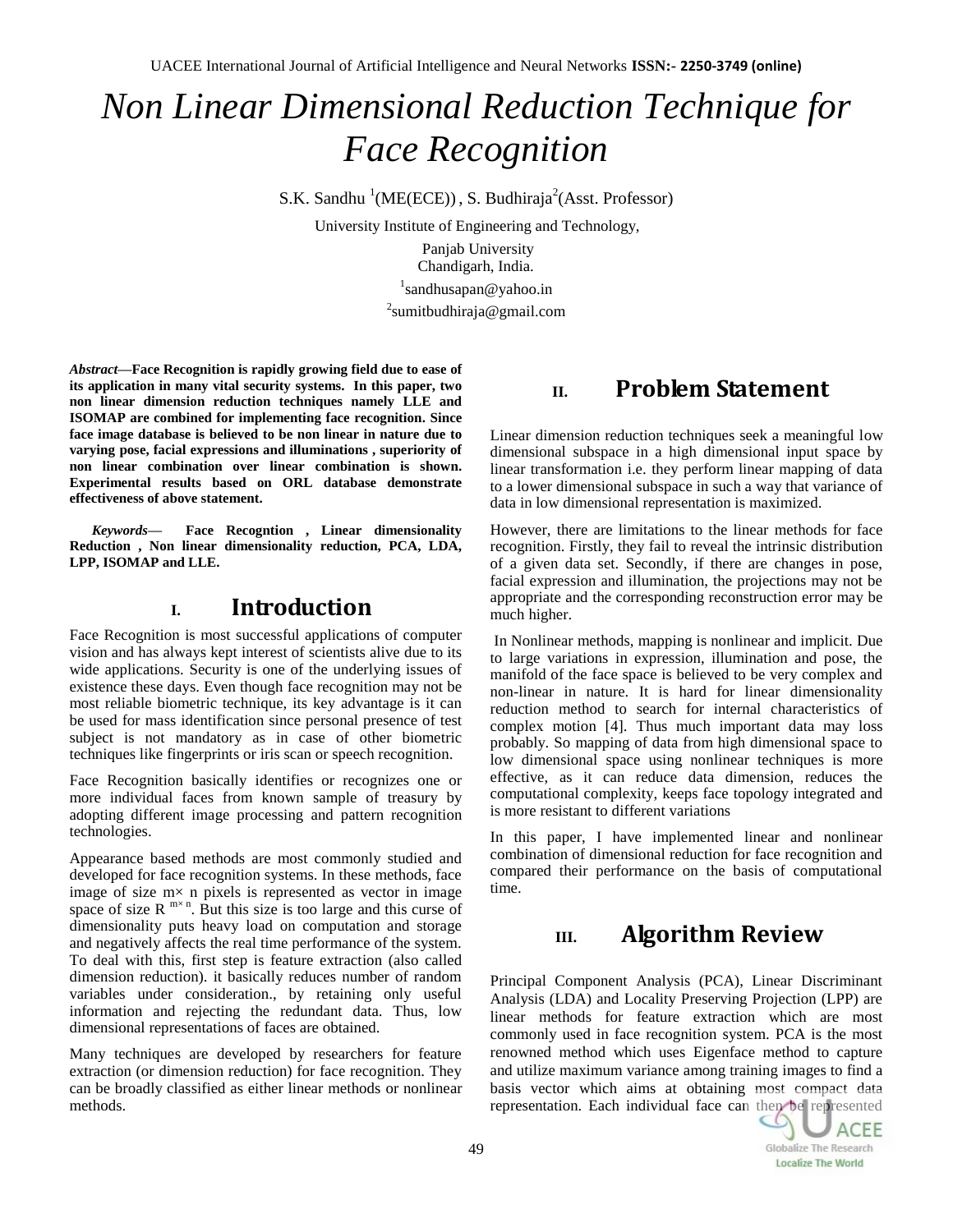# Non Linear Dimensional Reduction Technique for Face Recognition

S.K. Sandhu [1](ME(ECE)) , S. Budhiraja[2](Asst. Professor)

University Institute of Engineering and Technology,

Panjab University
Chandigarh, India.

[1]sandhusapan@yahoo.in

[2]sumitbudhiraja@gmail.com

***Abstract*—Face Recognition is rapidly growing field due to ease of its application in many vital security systems. In this paper, two non linear dimension reduction techniques namely LLE and ISOMAP are combined for implementing face recognition. Since face image database is believed to be non linear in nature due to varying pose, facial expressions and illuminations , superiority of non linear combination over linear combination is shown. Experimental results based on ORL database demonstrate effectiveness of above statement.**

***Keywords*— Face Recogntion , Linear dimensionality Reduction , Non linear dimensionality reduction, PCA, LDA, LPP, ISOMAP and LLE.**

## I. Introduction

Face Recognition is most successful applications of computer vision and has always kept interest of scientists alive due to its wide applications. Security is one of the underlying issues of existence these days. Even though face recognition may not be most reliable biometric technique, its key advantage is it can be used for mass identification since personal presence of test subject is not mandatory as in case of other biometric techniques like fingerprints or iris scan or speech recognition.

Face Recognition basically identifies or recognizes one or more individual faces from known sample of treasury by adopting different image processing and pattern recognition technologies.

Appearance based methods are most commonly studied and developed for face recognition systems. In these methods, face image of size m× n pixels is represented as vector in image space of size $R^{m\times n}$. But this size is too large and this curse of dimensionality puts heavy load on computation and storage and negatively affects the real time performance of the system. To deal with this, first step is feature extraction (also called dimension reduction). it basically reduces number of random variables under consideration., by retaining only useful information and rejecting the redundant data. Thus, low dimensional representations of faces are obtained.

Many techniques are developed by researchers for feature extraction (or dimension reduction) for face recognition. They can be broadly classified as either linear methods or nonlinear methods.

## II. Problem Statement

Linear dimension reduction techniques seek a meaningful low dimensional subspace in a high dimensional input space by linear transformation i.e. they perform linear mapping of data to a lower dimensional subspace in such a way that variance of data in low dimensional representation is maximized.

However, there are limitations to the linear methods for face recognition. Firstly, they fail to reveal the intrinsic distribution of a given data set. Secondly, if there are changes in pose, facial expression and illumination, the projections may not be appropriate and the corresponding reconstruction error may be much higher.

In Nonlinear methods, mapping is nonlinear and implicit. Due to large variations in expression, illumination and pose, the manifold of the face space is believed to be very complex and non-linear in nature. It is hard for linear dimensionality reduction method to search for internal characteristics of complex motion [4]. Thus much important data may loss probably. So mapping of data from high dimensional space to low dimensional space using nonlinear techniques is more effective, as it can reduce data dimension, reduces the computational complexity, keeps face topology integrated and is more resistant to different variations

In this paper, I have implemented linear and nonlinear combination of dimensional reduction for face recognition and compared their performance on the basis of computational time.

## III. Algorithm Review

Principal Component Analysis (PCA), Linear Discriminant Analysis (LDA) and Locality Preserving Projection (LPP) are linear methods for feature extraction which are most commonly used in face recognition system. PCA is the most renowned method which uses Eigenface method to capture and utilize maximum variance among training images to find a basis vector which aims at obtaining most compact data representation. Each individual face can then be represented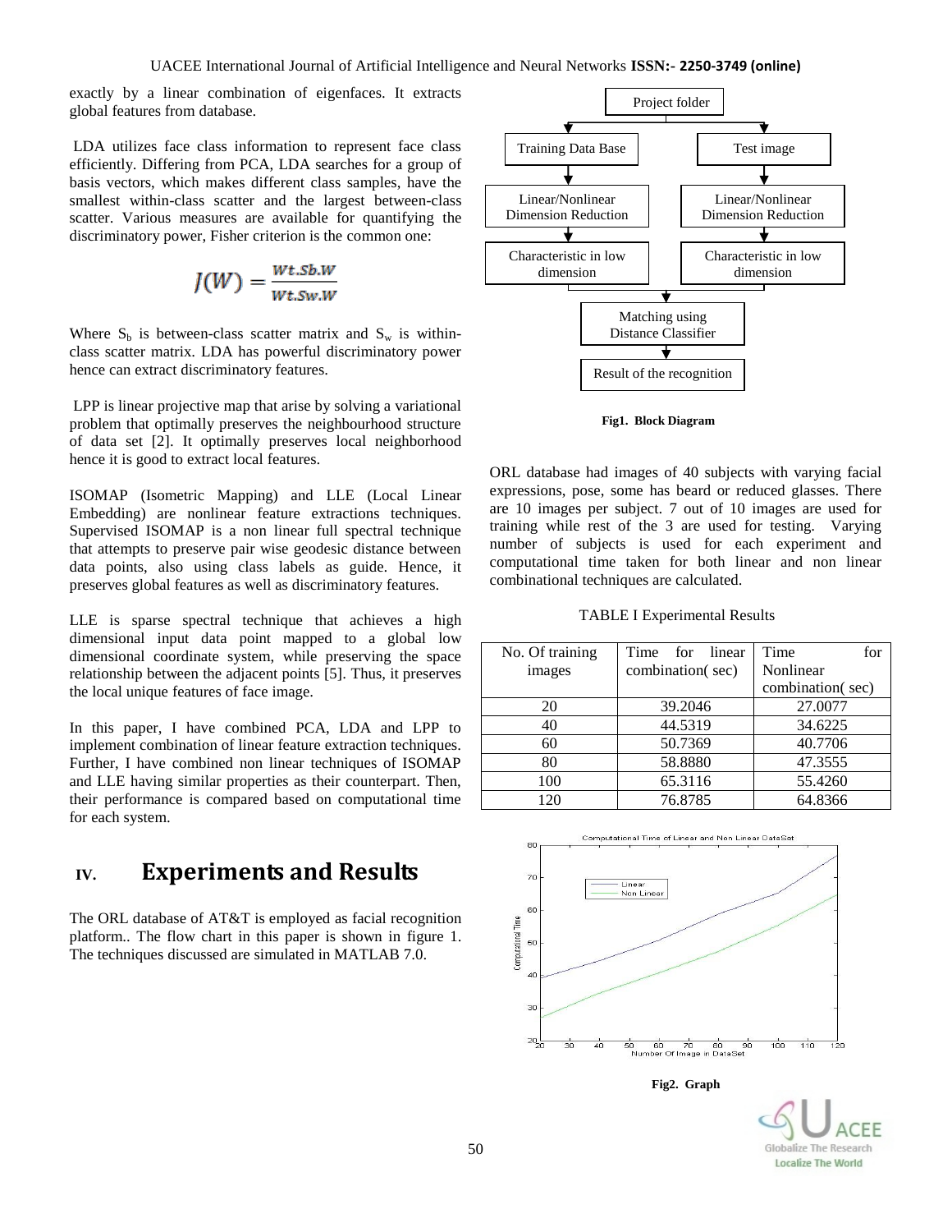exactly by a linear combination of eigenfaces. It extracts global features from database.

LDA utilizes face class information to represent face class efficiently. Differing from PCA, LDA searches for a group of basis vectors, which makes different class samples, have the smallest within-class scatter and the largest between-class scatter. Various measures are available for quantifying the discriminatory power, Fisher criterion is the common one:

$$J(W) = \frac{Wt.Sb.W}{Wt.Sw.W}$$

Where $S_b$ is between-class scatter matrix and $S_w$ is within-class scatter matrix. LDA has powerful discriminatory power hence can extract discriminatory features.

LPP is linear projective map that arise by solving a variational problem that optimally preserves the neighbourhood structure of data set [2]. It optimally preserves local neighborhood hence it is good to extract local features.

ISOMAP (Isometric Mapping) and LLE (Local Linear Embedding) are nonlinear feature extractions techniques. Supervised ISOMAP is a non linear full spectral technique that attempts to preserve pair wise geodesic distance between data points, also using class labels as guide. Hence, it preserves global features as well as discriminatory features.

LLE is sparse spectral technique that achieves a high dimensional input data point mapped to a global low dimensional coordinate system, while preserving the space relationship between the adjacent points [5]. Thus, it preserves the local unique features of face image.

In this paper, I have combined PCA, LDA and LPP to implement combination of linear feature extraction techniques. Further, I have combined non linear techniques of ISOMAP and LLE having similar properties as their counterpart. Then, their performance is compared based on computational time for each system.

## IV. Experiments and Results

The ORL database of AT&T is employed as facial recognition platform.. The flow chart in this paper is shown in figure 1. The techniques discussed are simulated in MATLAB 7.0.

Project folder → Training Data Base / Test image → Linear/Nonlinear Dimension Reduction → Characteristic in low dimension → Matching using Distance Classifier → Result of the recognition

**Fig1. Block Diagram**

ORL database had images of 40 subjects with varying facial expressions, pose, some has beard or reduced glasses. There are 10 images per subject. 7 out of 10 images are used for training while rest of the 3 are used for testing. Varying number of subjects is used for each experiment and computational time taken for both linear and non linear combinational techniques are calculated.

TABLE I Experimental Results

| No. Of training images | Time for linear combination( sec) | Time for Nonlinear combination( sec) |
|---|---|---|
| 20 | 39.2046 | 27.0077 |
| 40 | 44.5319 | 34.6225 |
| 60 | 50.7369 | 40.7706 |
| 80 | 58.8880 | 47.3555 |
| 100 | 65.3116 | 55.4260 |
| 120 | 76.8785 | 64.8366 |

**Fig2. Graph**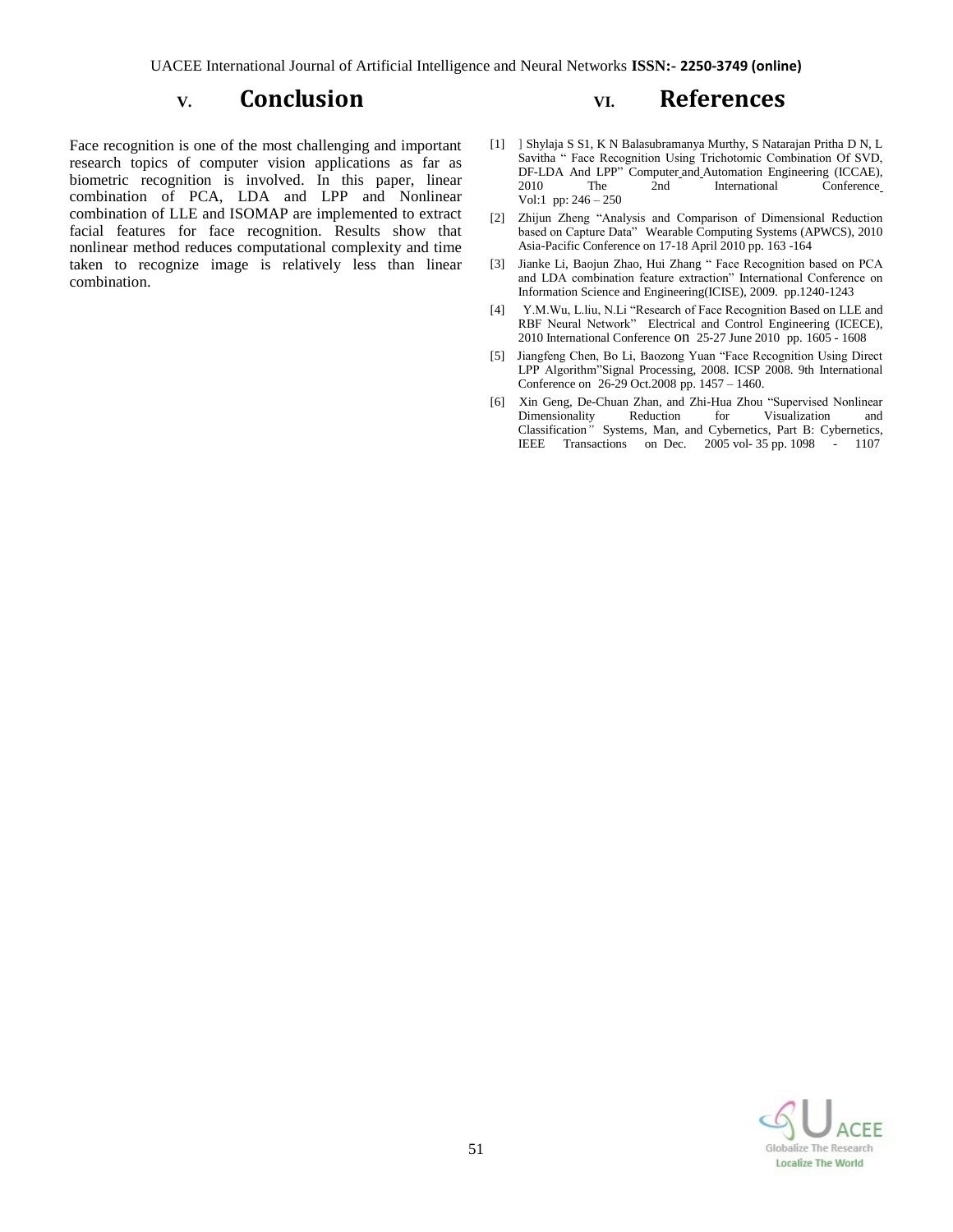## V. Conclusion

Face recognition is one of the most challenging and important research topics of computer vision applications as far as biometric recognition is involved. In this paper, linear combination of PCA, LDA and LPP and Nonlinear combination of LLE and ISOMAP are implemented to extract facial features for face recognition. Results show that nonlinear method reduces computational complexity and time taken to recognize image is relatively less than linear combination.

## VI. References

[1] ] Shylaja S S1, K N Balasubramanya Murthy, S Natarajan Pritha D N, L Savitha " Face Recognition Using Trichotomic Combination Of SVD, DF-LDA And LPP" Computer and Automation Engineering (ICCAE), 2010 The 2nd International Conference Vol:1 pp: 246 – 250

[2] Zhijun Zheng "Analysis and Comparison of Dimensional Reduction based on Capture Data" Wearable Computing Systems (APWCS), 2010 Asia-Pacific Conference on 17-18 April 2010 pp. 163 -164

[3] Jianke Li, Baojun Zhao, Hui Zhang " Face Recognition based on PCA and LDA combination feature extraction" International Conference on Information Science and Engineering(ICISE), 2009. pp.1240-1243

[4] Y.M.Wu, L.liu, N.Li "Research of Face Recognition Based on LLE and RBF Neural Network" Electrical and Control Engineering (ICECE), 2010 International Conference on 25-27 June 2010 pp. 1605 - 1608

[5] Jiangfeng Chen, Bo Li, Baozong Yuan "Face Recognition Using Direct LPP Algorithm"Signal Processing, 2008. ICSP 2008. 9th International Conference on 26-29 Oct.2008 pp. 1457 – 1460.

[6] Xin Geng, De-Chuan Zhan, and Zhi-Hua Zhou "Supervised Nonlinear Dimensionality Reduction for Visualization and Classification" Systems, Man, and Cybernetics, Part B: Cybernetics, IEEE Transactions on Dec. 2005 vol- 35 pp. 1098 - 1107